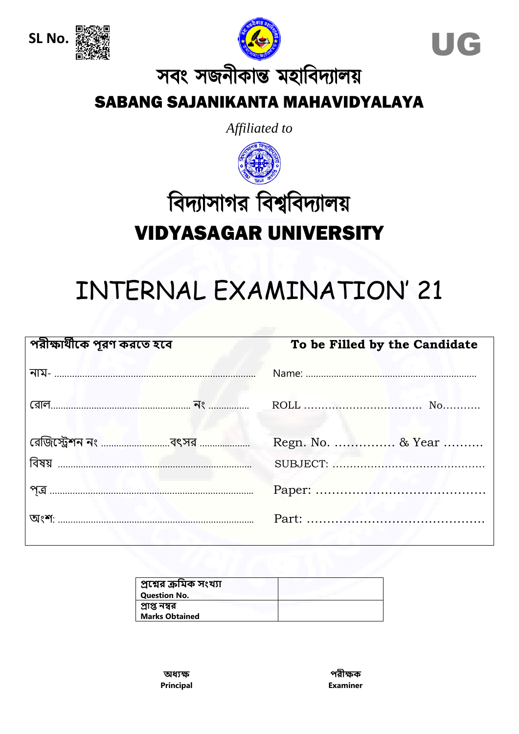SL No.

UG

# সবং সজনীকান্ত মহাবিদ্যালয়

## SABANG SAJANIKANTA MAHAVIDYALAYA

*Affiliated to*

# বিদ্যাসাগর বিশ্ববিদ্যালয়

## VIDYASAGAR UNIVERSITY

# INTERNAL EXAMINATION' 21

| পরীক্ষার্থীকে পূরণ করতে হবে | To be Filled by the Candidate |
|---|---|
| নাম- ........................................ | Name: ........................................ |
| রোল........................................ নং ............... | ROLL ................................ No........... |
| রেজিস্ট্রেশন নং ........................বৎসর .................. | Regn. No. ............... & Year .......... |
| বিষয় ........................................ | SUBJECT: ........................................ |
| পত্র ........................................ | Paper: ........................................ |
| অংশ: ........................................ | Part: ........................................ |

| প্রশ্নের ক্রমিক সংখ্যা<br>**Question No.** | |
|---|---|
| প্রাপ্ত নম্বর<br>**Marks Obtained** | |

**অধ্যক্ষ**
**Principal**

**পরীক্ষক**
**Examiner**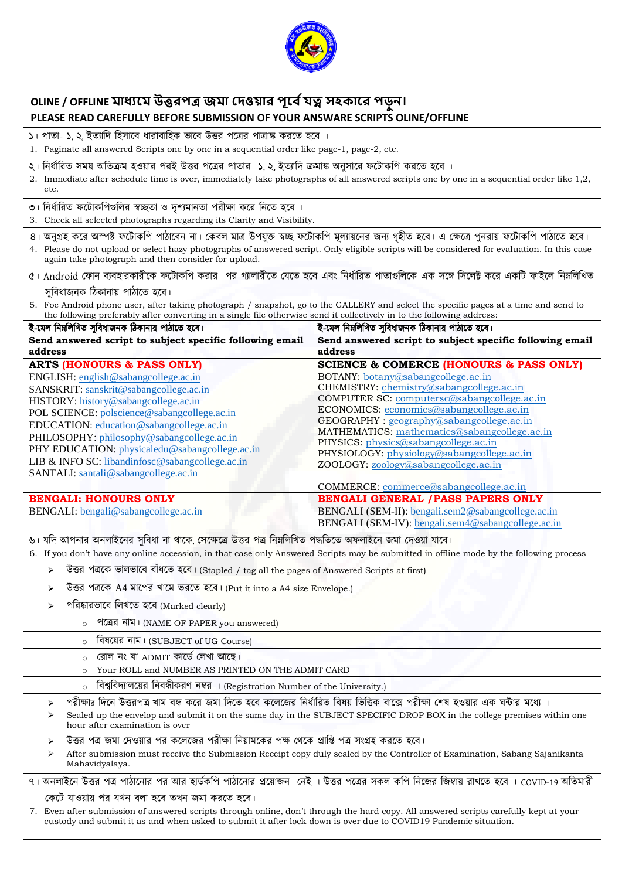## OLINE / OFFLINE মাধ্যমে উত্তরপত্র জমা দেওয়ার পূর্বে যত্ন সহকারে পড়ুন।

## PLEASE READ CAREFULLY BEFORE SUBMISSION OF YOUR ANSWER SCRIPTS OLINE/OFFLINE

১। পাতা- ১, ২, ইত্যাদি হিসাবে ধারাবাহিক ভাবে উত্তর পত্রের পাত্রাঙ্ক করতে হবে ।

1. Paginate all answered Scripts one by one in a sequential order like page-1, page-2, etc.

২। নির্ধারিত সময় অতিক্রম হওয়ার পরই উত্তর পত্রের পাতার ১, ২, ইত্যাদি ক্রমাঙ্ক অনুসারে ফটোকপি করতে হবে ।

2. Immediate after schedule time is over, immediately take photographs of all answered scripts one by one in a sequential order like 1,2, etc.

৩। নির্ধারিত ফটোকপিগুলির স্বচ্ছতা ও দৃশ্যমানতা পরীক্ষা করে নিতে হবে ।

3. Check all selected photographs regarding its Clarity and Visibility.

৪। অনুগ্রহ করে অস্পষ্ট ফটোকপি পাঠাবেন না। কেবল মাত্র উপযুক্ত স্বচ্ছ ফটোকপি মূল্যায়নের জন্য গৃহীত হবে। এ ক্ষেত্রে পুনরায় ফটোকপি পাঠাতে হবে।

4. Please do not upload or select hazy photographs of answered script. Only eligible scripts will be considered for evaluation. In this case again take photograph and then consider for upload.

৫। Android ফোন ব্যবহারকারীকে ফটোকপি করার পর গ্যালারীতে যেতে হবে এবং নির্ধারিত পাতাগুলিকে এক সঙ্গে সিলেক্ট করে একটি ফাইলে নিম্নলিখিত সুবিধাজনক ঠিকানায় পাঠাতে হবে।

5. Foe Android phone user, after taking photograph / snapshot, go to the GALLERY and select the specific pages at a time and send to the following preferably after converting in a single file otherwise send it collectively in to the following address:

| ই-মেল নিম্নলিখিত সুবিধাজনক ঠিকানায় পাঠাতে হবে।<br>**Send answered script to subject specific following email address** | ই-মেল নিম্নলিখিত সুবিধাজনক ঠিকানায় পাঠাতে হবে।<br>**Send answered script to subject specific following email address** |
|---|---|
| **ARTS (HONOURS & PASS ONLY)**<br>ENGLISH: english@sabangcollege.ac.in<br>SANSKRIT: sanskrit@sabangcollege.ac.in<br>HISTORY: history@sabangcollege.ac.in<br>POL SCIENCE: polscience@sabangcollege.ac.in<br>EDUCATION: education@sabangcollege.ac.in<br>PHILOSOPHY: philosophy@sabangcollege.ac.in<br>PHY EDUCATION: physicaledu@sabangcollege.ac.in<br>LIB & INFO SC: libandinfosc@sabangcollege.ac.in<br>SANTALI: santali@sabangcollege.ac.in | **SCIENCE & COMERCE (HONOURS & PASS ONLY)**<br>BOTANY: botany@sabangcollege.ac.in<br>CHEMISTRY: chemistry@sabangcollege.ac.in<br>COMPUTER SC: computersc@sabangcollege.ac.in<br>ECONOMICS: economics@sabangcollege.ac.in<br>GEOGRAPHY : geography@sabangcollege.ac.in<br>MATHEMATICS: mathematics@sabangcollege.ac.in<br>PHYSICS: physics@sabangcollege.ac.in<br>PHYSIOLOGY: physiology@sabangcollege.ac.in<br>ZOOLOGY: zoology@sabangcollege.ac.in<br><br>COMMERCE: commerce@sabangcollege.ac.in |
| **BENGALI: HONOURS ONLY**<br>BENGALI: bengali@sabangcollege.ac.in | **BENGALI GENERAL /PASS PAPERS ONLY**<br>BENGALI (SEM-II): bengali.sem2@sabangcollege.ac.in<br>BENGALI (SEM-IV): bengali.sem4@sabangcollege.ac.in |

৬। যদি আপনার অনলাইনের সুবিধা না থাকে, সেক্ষেত্রে উত্তর পত্র নিম্নলিখিত পদ্ধতিতে অফলাইনে জমা দেওয়া যাবে।

6. If you don't have any online accession, in that case only Answered Scripts may be submitted in offline mode by the following process

- উত্তর পত্রকে ভালভাবে বাঁধতে হবে। (Stapled / tag all the pages of Answered Scripts at first)
- উত্তর পত্রকে A4 মাপের খামে ভরতে হবে। (Put it into a A4 size Envelope.)
- পরিষ্কারভাবে লিখতে হবে (Marked clearly)
    - পত্রের নাম। (NAME OF PAPER you answered)
    - বিষয়ের নাম। (SUBJECT of UG Course)
    - রোল নং যা ADMIT কার্ডে লেখা আছে।
    - Your ROLL and NUMBER AS PRINTED ON THE ADMIT CARD
    - বিশ্ববিদ্যালয়ের নিবন্ধীকরণ নম্বর । (Registration Number of the University.)
- পরীক্ষার দিনে উত্তরপত্র খাম বন্ধ করে জমা দিতে হবে কলেজের নির্ধারিত বিষয় ভিত্তিক বাক্সে পরীক্ষা শেষ হওয়ার এক ঘন্টার মধ্যে ।
- Sealed up the envelop and submit it on the same day in the SUBJECT SPECIFIC DROP BOX in the college premises within one hour after examination is over
- উত্তর পত্র জমা দেওয়ার পর কলেজের পরীক্ষা নিয়ামকের পক্ষ থেকে প্রাপ্তি পত্র সংগ্রহ করতে হবে।
- After submission must receive the Submission Receipt copy duly sealed by the Controller of Examination, Sabang Sajanikanta Mahavidyalaya.

৭। অনলাইনে উত্তর পত্র পাঠানোর পর আর হার্ডকপি পাঠানোর প্রয়োজন নেই । উত্তর পত্রের সকল কপি নিজের জিম্মায় রাখতে হবে । COVID-19 অতিমারী কেটে যাওয়ায় পর যখন বলা হবে তখন জমা করতে হবে।

7. Even after submission of answered scripts through online, don't through the hard copy. All answered scripts carefully kept at your custody and submit it as and when asked to submit it after lock down is over due to COVID19 Pandemic situation.